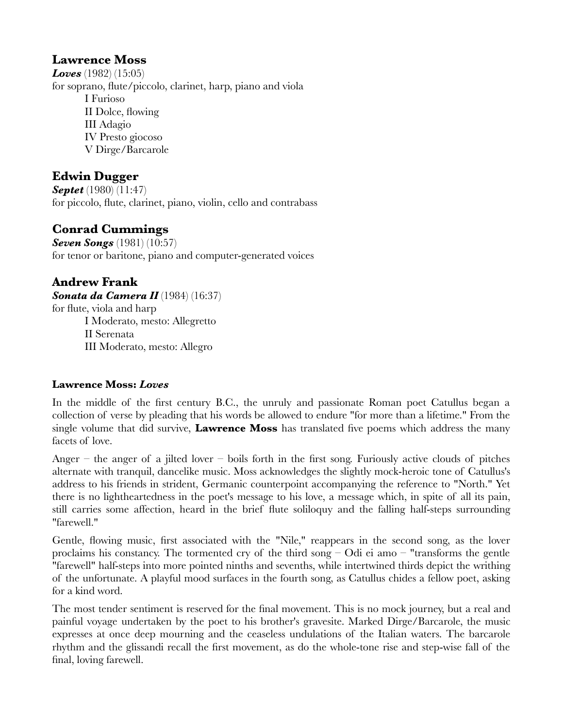## Lawrence Moss

***Loves*** (1982) (15:05)
for soprano, flute/piccolo, clarinet, harp, piano and viola

- I Furioso
- II Dolce, flowing
- III Adagio
- IV Presto giocoso
- V Dirge/Barcarole

## Edwin Dugger

***Septet*** (1980) (11:47)
for piccolo, flute, clarinet, piano, violin, cello and contrabass

## Conrad Cummings

***Seven Songs*** (1981) (10:57)
for tenor or baritone, piano and computer-generated voices

## Andrew Frank

***Sonata da Camera II*** (1984) (16:37)
for flute, viola and harp

- I Moderato, mesto: Allegretto
- II Serenata
- III Moderato, mesto: Allegro

**Lawrence Moss: *Loves***

In the middle of the first century B.C., the unruly and passionate Roman poet Catullus began a collection of verse by pleading that his words be allowed to endure "for more than a lifetime." From the single volume that did survive, **Lawrence Moss** has translated five poems which address the many facets of love.

Anger – the anger of a jilted lover – boils forth in the first song. Furiously active clouds of pitches alternate with tranquil, dancelike music. Moss acknowledges the slightly mock-heroic tone of Catullus's address to his friends in strident, Germanic counterpoint accompanying the reference to "North." Yet there is no lightheartedness in the poet's message to his love, a message which, in spite of all its pain, still carries some affection, heard in the brief flute soliloquy and the falling half-steps surrounding "farewell."

Gentle, flowing music, first associated with the "Nile," reappears in the second song, as the lover proclaims his constancy. The tormented cry of the third song – Odi ei amo – "transforms the gentle "farewell" half-steps into more pointed ninths and sevenths, while intertwined thirds depict the writhing of the unfortunate. A playful mood surfaces in the fourth song, as Catullus chides a fellow poet, asking for a kind word.

The most tender sentiment is reserved for the final movement. This is no mock journey, but a real and painful voyage undertaken by the poet to his brother's gravesite. Marked Dirge/Barcarole, the music expresses at once deep mourning and the ceaseless undulations of the Italian waters. The barcarole rhythm and the glissandi recall the first movement, as do the whole-tone rise and step-wise fall of the final, loving farewell.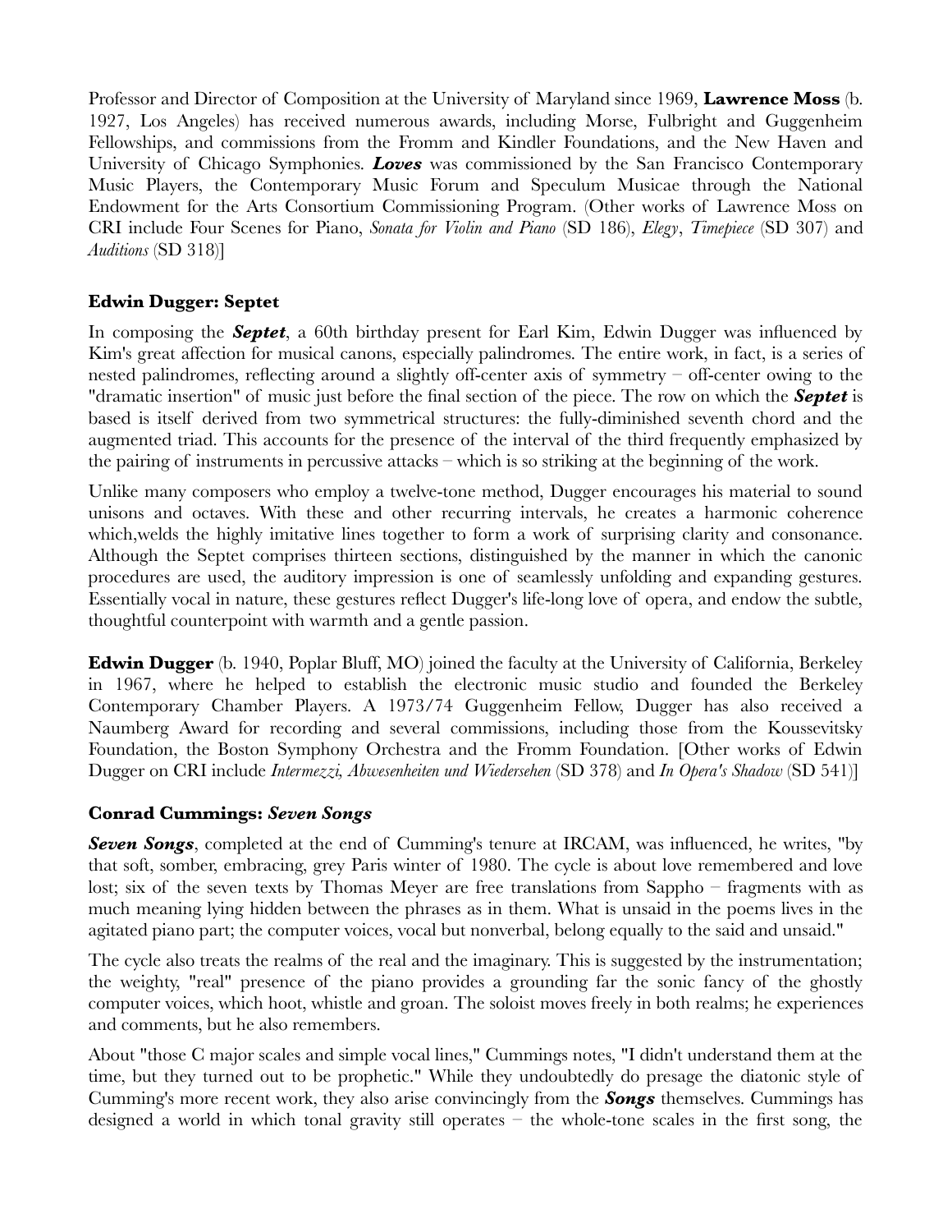Professor and Director of Composition at the University of Maryland since 1969, **Lawrence Moss** (b. 1927, Los Angeles) has received numerous awards, including Morse, Fulbright and Guggenheim Fellowships, and commissions from the Fromm and Kindler Foundations, and the New Haven and University of Chicago Symphonies. ***Loves*** was commissioned by the San Francisco Contemporary Music Players, the Contemporary Music Forum and Speculum Musicae through the National Endowment for the Arts Consortium Commissioning Program. (Other works of Lawrence Moss on CRI include Four Scenes for Piano, *Sonata for Violin and Piano* (SD 186), *Elegy*, *Timepiece* (SD 307) and *Auditions* (SD 318)]

### Edwin Dugger: Septet

In composing the ***Septet***, a 60th birthday present for Earl Kim, Edwin Dugger was influenced by Kim's great affection for musical canons, especially palindromes. The entire work, in fact, is a series of nested palindromes, reflecting around a slightly off-center axis of symmetry – off-center owing to the "dramatic insertion" of music just before the final section of the piece. The row on which the ***Septet*** is based is itself derived from two symmetrical structures: the fully-diminished seventh chord and the augmented triad. This accounts for the presence of the interval of the third frequently emphasized by the pairing of instruments in percussive attacks – which is so striking at the beginning of the work.

Unlike many composers who employ a twelve-tone method, Dugger encourages his material to sound unisons and octaves. With these and other recurring intervals, he creates a harmonic coherence which,welds the highly imitative lines together to form a work of surprising clarity and consonance. Although the Septet comprises thirteen sections, distinguished by the manner in which the canonic procedures are used, the auditory impression is one of seamlessly unfolding and expanding gestures. Essentially vocal in nature, these gestures reflect Dugger's life-long love of opera, and endow the subtle, thoughtful counterpoint with warmth and a gentle passion.

**Edwin Dugger** (b. 1940, Poplar Bluff, MO) joined the faculty at the University of California, Berkeley in 1967, where he helped to establish the electronic music studio and founded the Berkeley Contemporary Chamber Players. A 1973/74 Guggenheim Fellow, Dugger has also received a Naumberg Award for recording and several commissions, including those from the Koussevitsky Foundation, the Boston Symphony Orchestra and the Fromm Foundation. [Other works of Edwin Dugger on CRI include *Intermezzi, Abwesenheiten und Wiedersehen* (SD 378) and *In Opera's Shadow* (SD 541)]

### Conrad Cummings: *Seven Songs*

***Seven Songs***, completed at the end of Cumming's tenure at IRCAM, was influenced, he writes, "by that soft, somber, embracing, grey Paris winter of 1980. The cycle is about love remembered and love lost; six of the seven texts by Thomas Meyer are free translations from Sappho – fragments with as much meaning lying hidden between the phrases as in them. What is unsaid in the poems lives in the agitated piano part; the computer voices, vocal but nonverbal, belong equally to the said and unsaid."

The cycle also treats the realms of the real and the imaginary. This is suggested by the instrumentation; the weighty, "real" presence of the piano provides a grounding far the sonic fancy of the ghostly computer voices, which hoot, whistle and groan. The soloist moves freely in both realms; he experiences and comments, but he also remembers.

About "those C major scales and simple vocal lines," Cummings notes, "I didn't understand them at the time, but they turned out to be prophetic." While they undoubtedly do presage the diatonic style of Cumming's more recent work, they also arise convincingly from the ***Songs*** themselves. Cummings has designed a world in which tonal gravity still operates – the whole-tone scales in the first song, the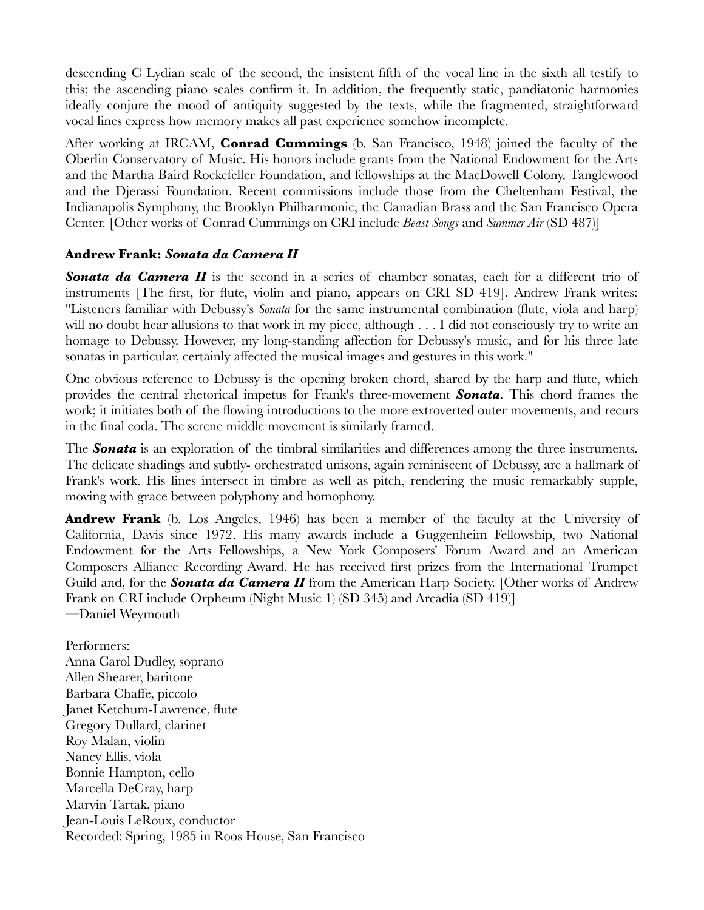descending C Lydian scale of the second, the insistent fifth of the vocal line in the sixth all testify to this; the ascending piano scales confirm it. In addition, the frequently static, pandiatonic harmonies ideally conjure the mood of antiquity suggested by the texts, while the fragmented, straightforward vocal lines express how memory makes all past experience somehow incomplete.

After working at IRCAM, **Conrad Cummings** (b. San Francisco, 1948) joined the faculty of the Oberlin Conservatory of Music. His honors include grants from the National Endowment for the Arts and the Martha Baird Rockefeller Foundation, and fellowships at the MacDowell Colony, Tanglewood and the Djerassi Foundation. Recent commissions include those from the Cheltenham Festival, the Indianapolis Symphony, the Brooklyn Philharmonic, the Canadian Brass and the San Francisco Opera Center. [Other works of Conrad Cummings on CRI include *Beast Songs* and *Summer Air* (SD 487)]

### Andrew Frank: *Sonata da Camera II*

***Sonata da Camera II*** is the second in a series of chamber sonatas, each for a different trio of instruments [The first, for flute, violin and piano, appears on CRI SD 419]. Andrew Frank writes: "Listeners familiar with Debussy's *Sonata* for the same instrumental combination (flute, viola and harp) will no doubt hear allusions to that work in my piece, although . . . I did not consciously try to write an homage to Debussy. However, my long-standing affection for Debussy's music, and for his three late sonatas in particular, certainly affected the musical images and gestures in this work."

One obvious reference to Debussy is the opening broken chord, shared by the harp and flute, which provides the central rhetorical impetus for Frank's three-movement ***Sonata***. This chord frames the work; it initiates both of the flowing introductions to the more extroverted outer movements, and recurs in the final coda. The serene middle movement is similarly framed.

The ***Sonata*** is an exploration of the timbral similarities and differences among the three instruments. The delicate shadings and subtly- orchestrated unisons, again reminiscent of Debussy, are a hallmark of Frank's work. His lines intersect in timbre as well as pitch, rendering the music remarkably supple, moving with grace between polyphony and homophony.

**Andrew Frank** (b. Los Angeles, 1946) has been a member of the faculty at the University of California, Davis since 1972. His many awards include a Guggenheim Fellowship, two National Endowment for the Arts Fellowships, a New York Composers' Forum Award and an American Composers Alliance Recording Award. He has received first prizes from the International Trumpet Guild and, for the ***Sonata da Camera II*** from the American Harp Society. [Other works of Andrew Frank on CRI include Orpheum (Night Music 1) (SD 345) and Arcadia (SD 419)]
—Daniel Weymouth

Performers:
Anna Carol Dudley, soprano
Allen Shearer, baritone
Barbara Chaffe, piccolo
Janet Ketchum-Lawrence, flute
Gregory Dullard, clarinet
Roy Malan, violin
Nancy Ellis, viola
Bonnie Hampton, cello
Marcella DeCray, harp
Marvin Tartak, piano
Jean-Louis LeRoux, conductor
Recorded: Spring, 1985 in Roos House, San Francisco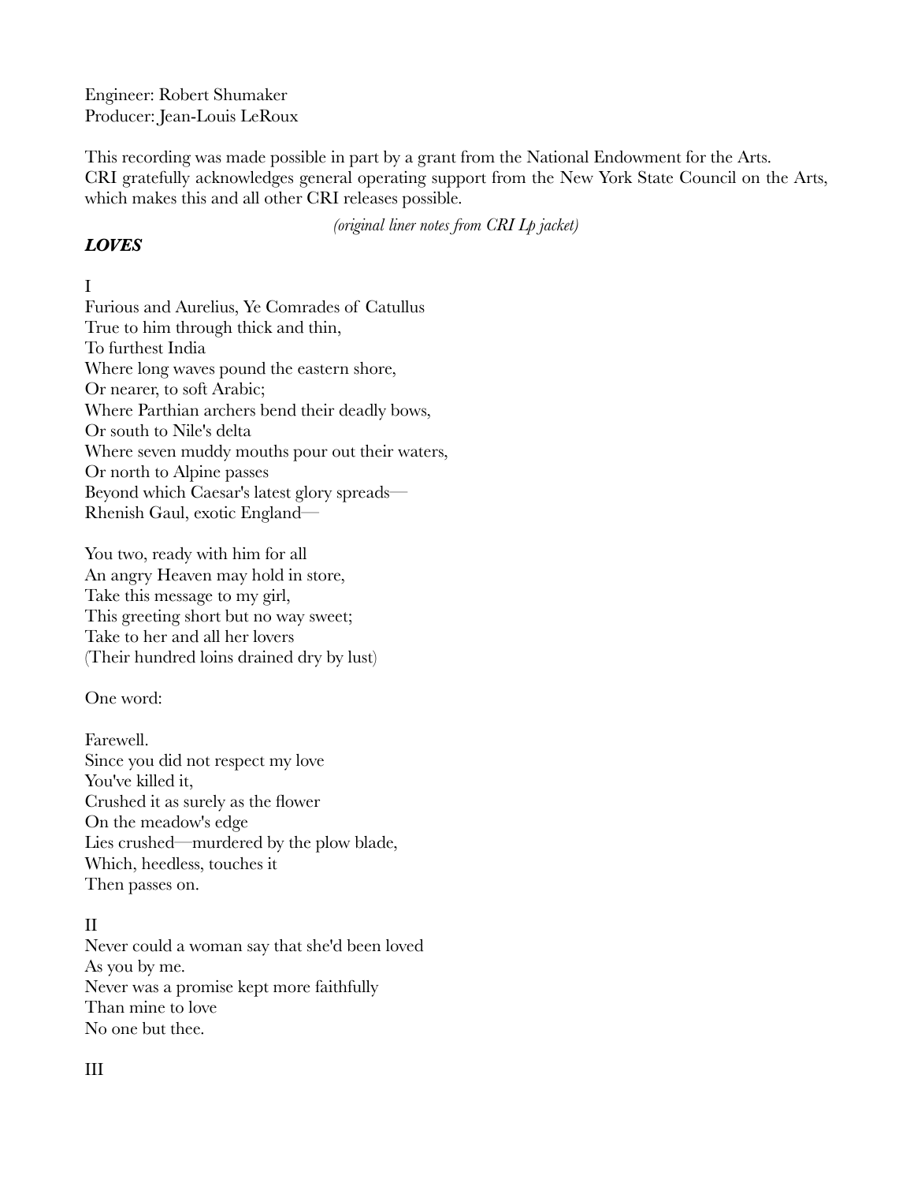Engineer: Robert Shumaker
Producer: Jean-Louis LeRoux

This recording was made possible in part by a grant from the National Endowment for the Arts.
CRI gratefully acknowledges general operating support from the New York State Council on the Arts, which makes this and all other CRI releases possible.

*(original liner notes from CRI Lp jacket)*

***LOVES***

I
Furious and Aurelius, Ye Comrades of Catullus
True to him through thick and thin,
To furthest India
Where long waves pound the eastern shore,
Or nearer, to soft Arabic;
Where Parthian archers bend their deadly bows,
Or south to Nile's delta
Where seven muddy mouths pour out their waters,
Or north to Alpine passes
Beyond which Caesar's latest glory spreads—
Rhenish Gaul, exotic England—

You two, ready with him for all
An angry Heaven may hold in store,
Take this message to my girl,
This greeting short but no way sweet;
Take to her and all her lovers
(Their hundred loins drained dry by lust)

One word:

Farewell.
Since you did not respect my love
You've killed it,
Crushed it as surely as the flower
On the meadow's edge
Lies crushed—murdered by the plow blade,
Which, heedless, touches it
Then passes on.

II
Never could a woman say that she'd been loved
As you by me.
Never was a promise kept more faithfully
Than mine to love
No one but thee.

III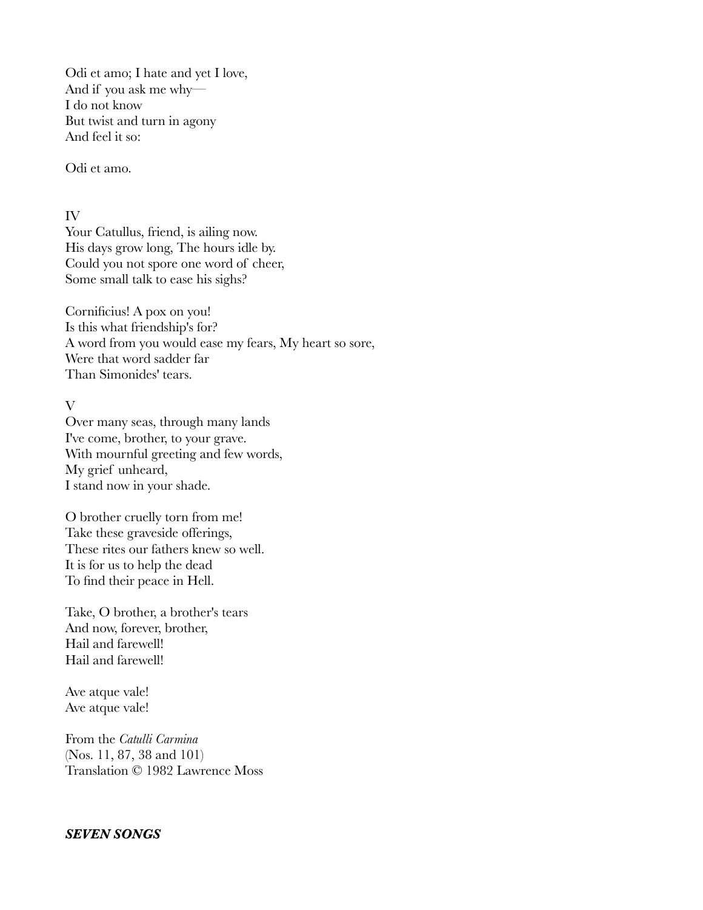Odi et amo; I hate and yet I love,  
And if you ask me why—  
I do not know  
But twist and turn in agony  
And feel it so:

Odi et amo.

IV  
Your Catullus, friend, is ailing now.  
His days grow long, The hours idle by.  
Could you not spore one word of cheer,  
Some small talk to ease his sighs?

Cornificius! A pox on you!  
Is this what friendship's for?  
A word from you would ease my fears, My heart so sore,  
Were that word sadder far  
Than Simonides' tears.

V  
Over many seas, through many lands  
I've come, brother, to your grave.  
With mournful greeting and few words,  
My grief unheard,  
I stand now in your shade.

O brother cruelly torn from me!  
Take these graveside offerings,  
These rites our fathers knew so well.  
It is for us to help the dead  
To find their peace in Hell.

Take, O brother, a brother's tears  
And now, forever, brother,  
Hail and farewell!  
Hail and farewell!

Ave atque vale!  
Ave atque vale!

From the *Catulli Carmina*  
(Nos. 11, 87, 38 and 101)  
Translation © 1982 Lawrence Moss

***SEVEN SONGS***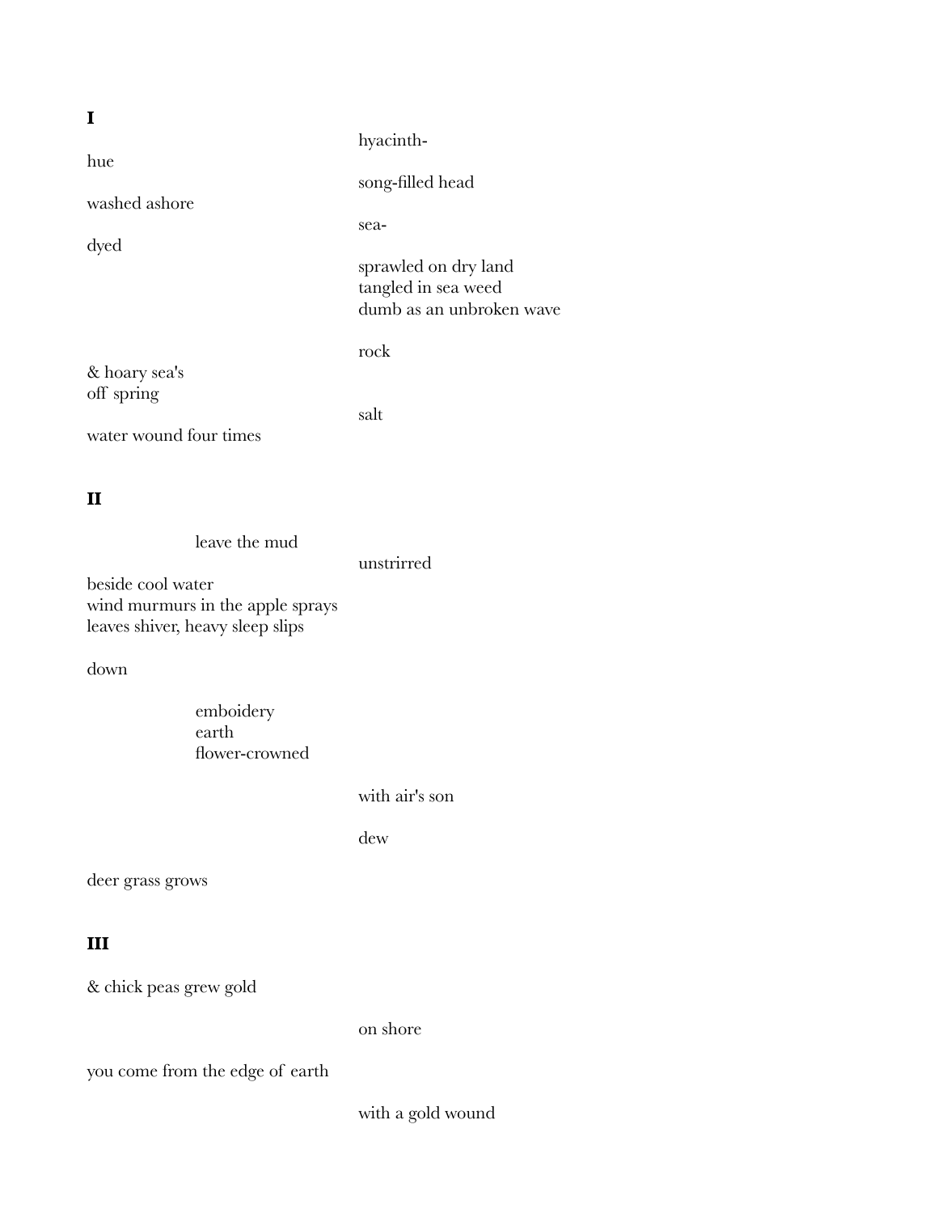**I**

hyacinth-

hue

song-filled head

washed ashore

sea-

dyed

sprawled on dry land
tangled in sea weed
dumb as an unbroken wave

rock

& hoary sea's
off spring

salt

water wound four times

**II**

leave the mud

unstrirred

beside cool water
wind murmurs in the apple sprays
leaves shiver, heavy sleep slips

down

emboidery
earth
flower-crowned

with air's son

dew

deer grass grows

**III**

& chick peas grew gold

on shore

you come from the edge of earth

with a gold wound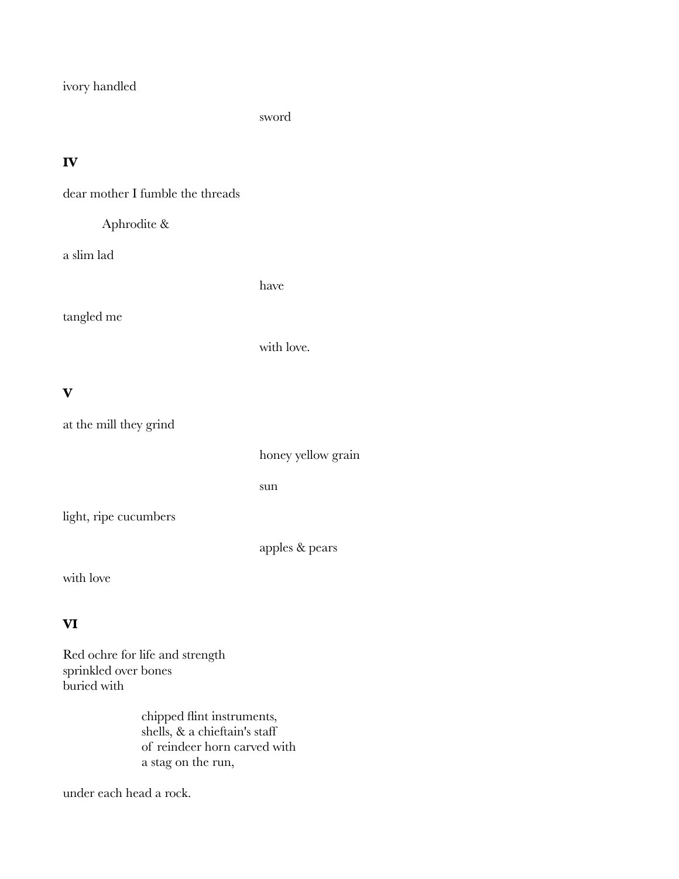ivory handled

                    sword

**IV**

dear mother I fumble the threads

    Aphrodite &

a slim lad

                    have

tangled me

                    with love.

**V**

at the mill they grind

                    honey yellow grain

                    sun

light, ripe cucumbers

                    apples & pears

with love

**VI**

Red ochre for life and strength
sprinkled over bones
buried with

        chipped flint instruments,
        shells, & a chieftain's staff
        of reindeer horn carved with
        a stag on the run,

under each head a rock.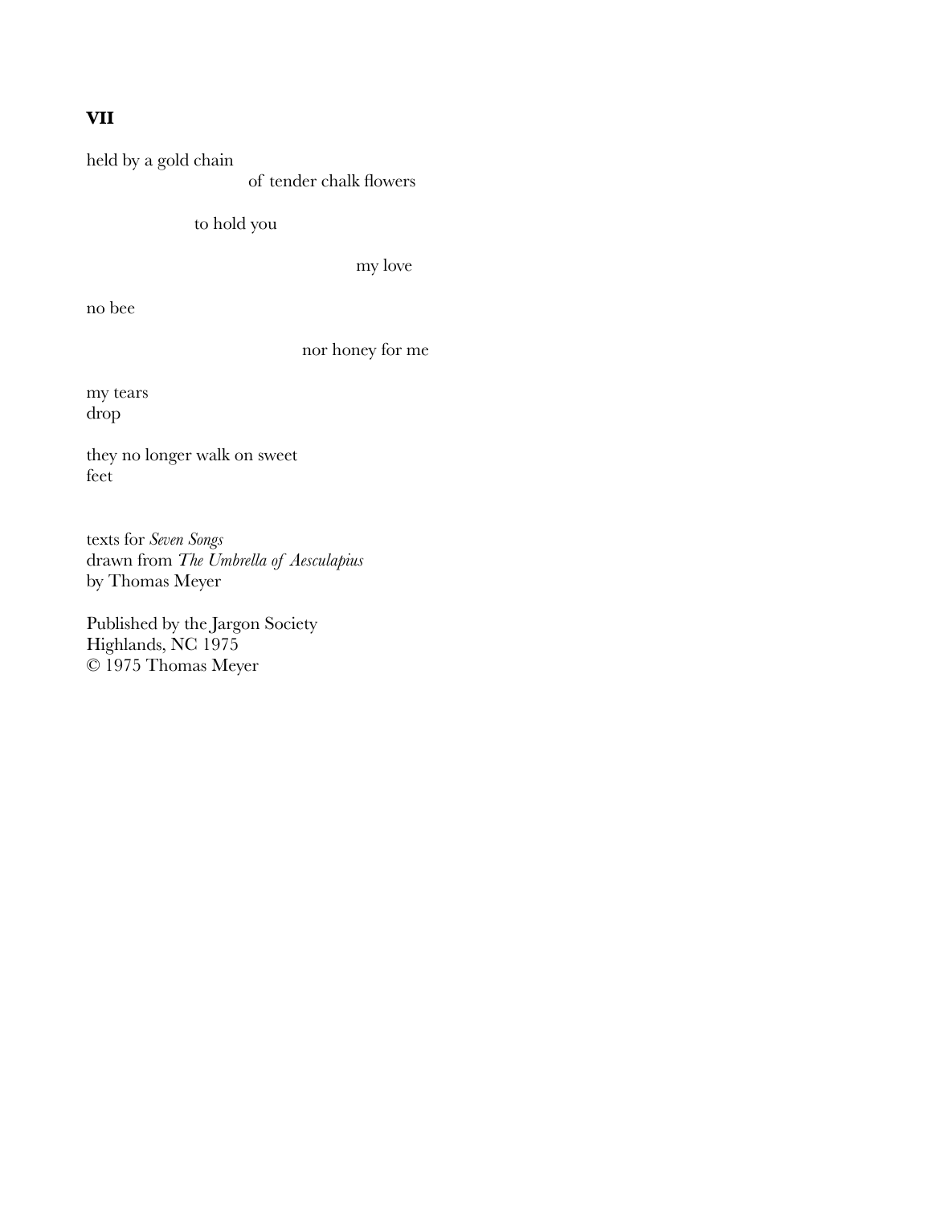**VII**

held by a gold chain
of tender chalk flowers

to hold you

my love

no bee

nor honey for me

my tears
drop

they no longer walk on sweet
feet

texts for *Seven Songs*
drawn from *The Umbrella of Aesculapius*
by Thomas Meyer

Published by the Jargon Society
Highlands, NC 1975
© 1975 Thomas Meyer